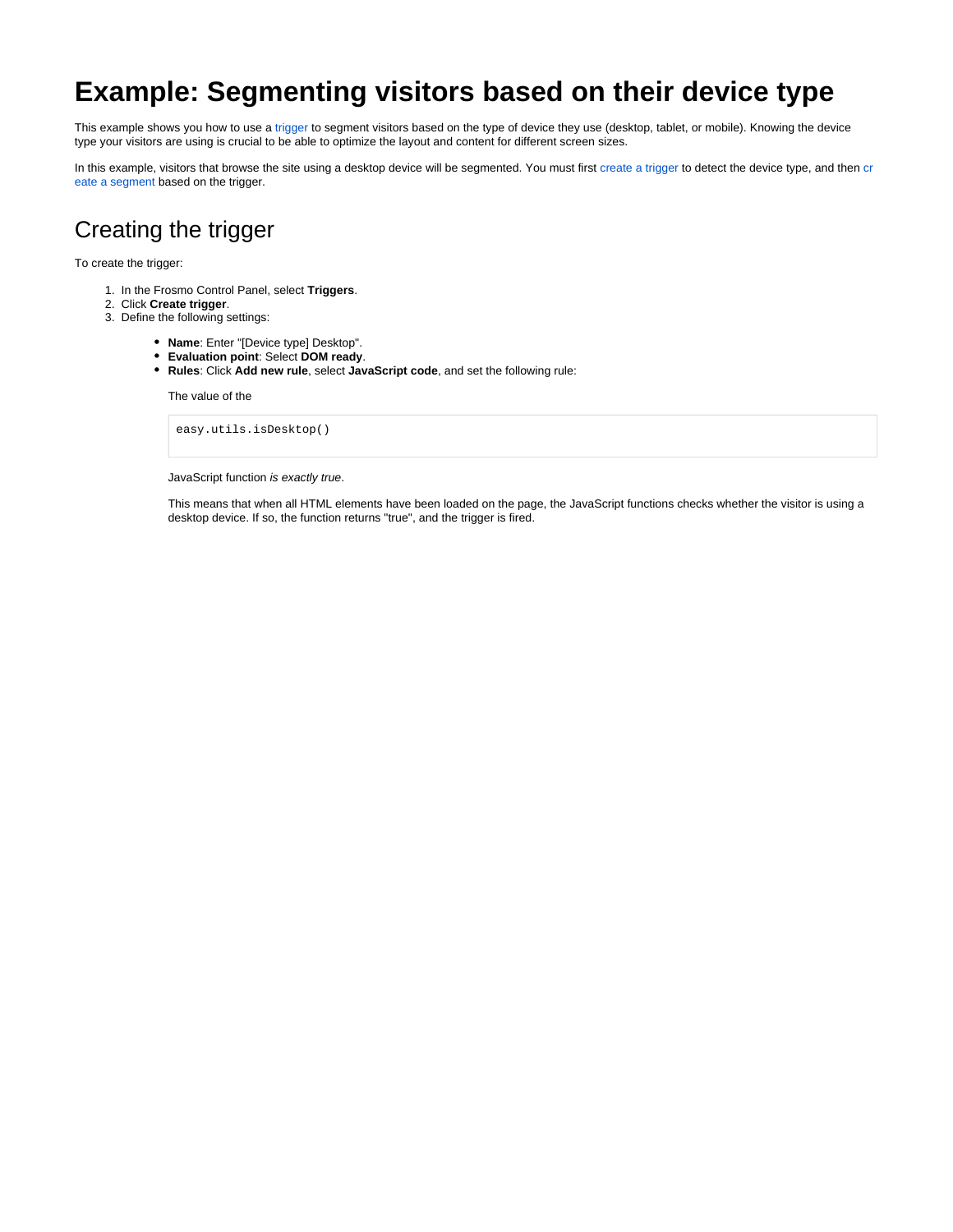# Example: Segmenting visitors based on their device type

This example shows you how to use a trigger to segment visitors based on the type of device they use (desktop, tablet, or mobile). Knowing the device type your visitors are using is crucial to be able to optimize the layout and content for different screen sizes.

In this example, visitors that browse the site using a desktop device will be segmented. You must first create a trigger to detect the device type, and then create a segment based on the trigger.

## Creating the trigger

To create the trigger:

1. In the Frosmo Control Panel, select **Triggers**.
2. Click **Create trigger**.
3. Define the following settings:
   - **Name**: Enter "[Device type] Desktop".
   - **Evaluation point**: Select **DOM ready**.
   - **Rules**: Click **Add new rule**, select **JavaScript code**, and set the following rule:

     The value of the

     ```
     easy.utils.isDesktop()
     ```

     JavaScript function *is exactly true*.

     This means that when all HTML elements have been loaded on the page, the JavaScript functions checks whether the visitor is using a desktop device. If so, the function returns "true", and the trigger is fired.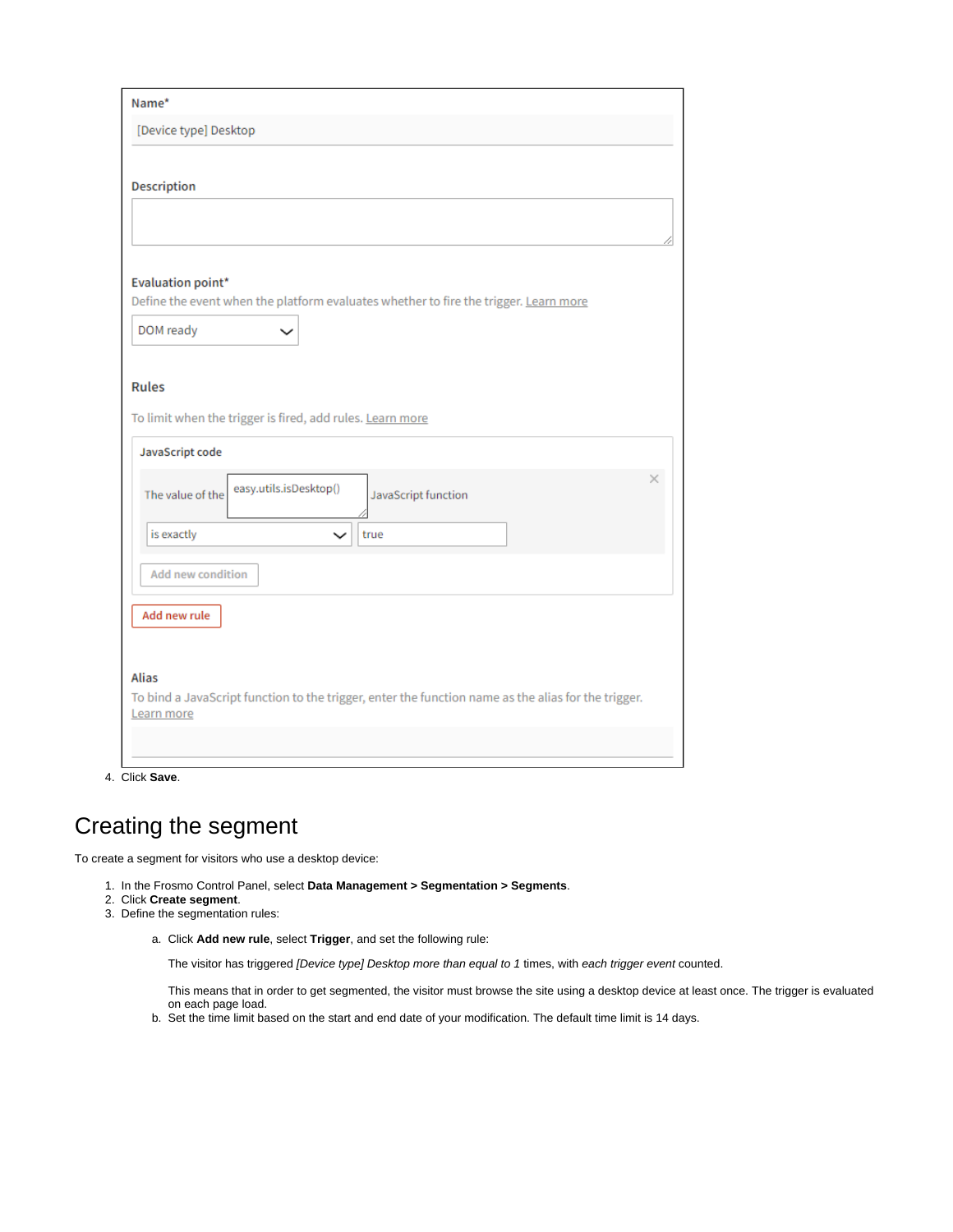Name*

[Device type] Desktop

Description

Evaluation point*

Define the event when the platform evaluates whether to fire the trigger. Learn more

DOM ready

Rules

To limit when the trigger is fired, add rules. Learn more

JavaScript code

The value of the `easy.utils.isDesktop()` JavaScript function

is exactly `true`

Add new condition

Add new rule

Alias

To bind a JavaScript function to the trigger, enter the function name as the alias for the trigger. Learn more

4. Click **Save**.

# Creating the segment

To create a segment for visitors who use a desktop device:

1. In the Frosmo Control Panel, select **Data Management > Segmentation > Segments**.
2. Click **Create segment**.
3. Define the segmentation rules:

   a. Click **Add new rule**, select **Trigger**, and set the following rule:

      The visitor has triggered *[Device type] Desktop more than equal to 1* times, with *each trigger event* counted.

      This means that in order to get segmented, the visitor must browse the site using a desktop device at least once. The trigger is evaluated on each page load.

   b. Set the time limit based on the start and end date of your modification. The default time limit is 14 days.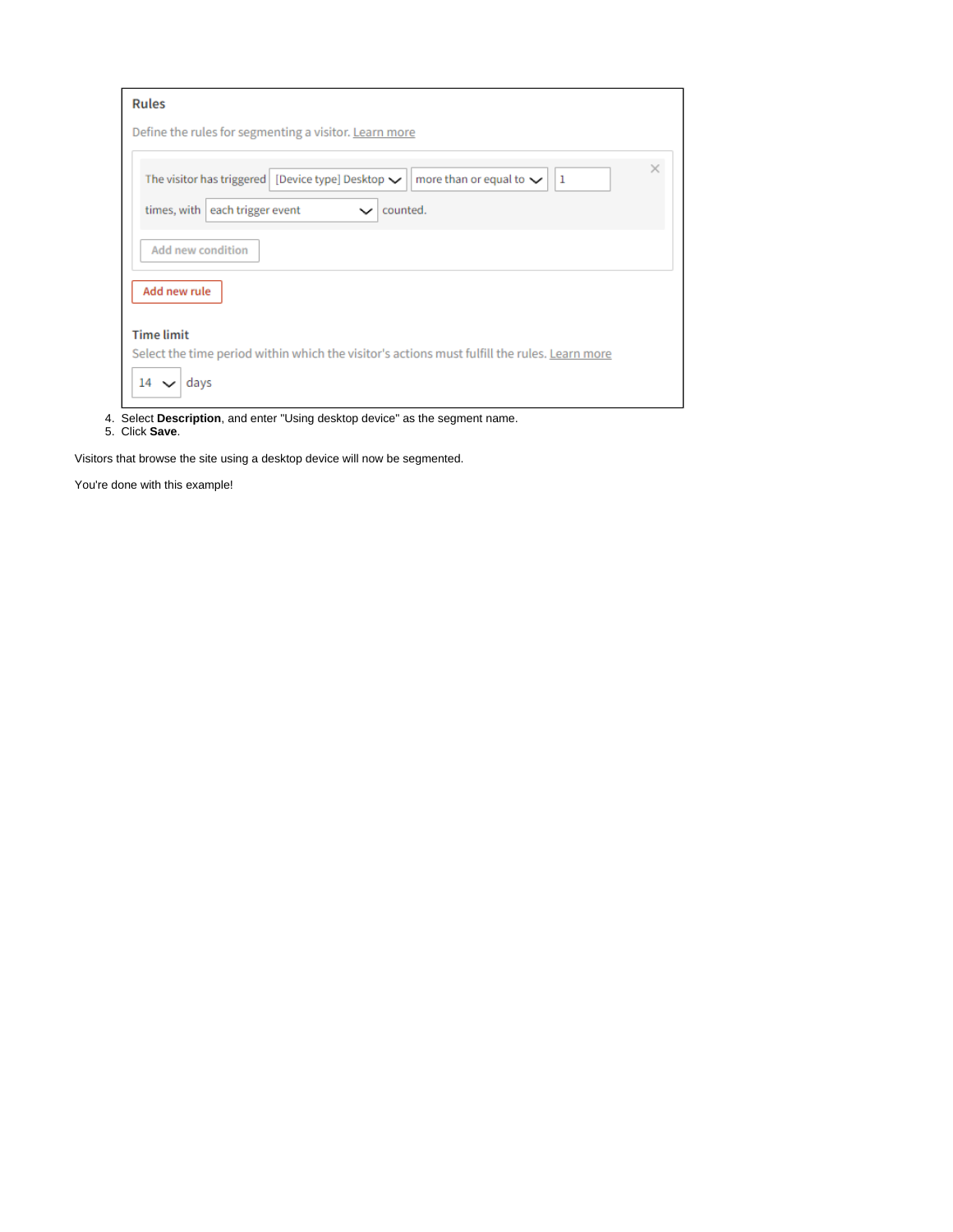**Rules**

Define the rules for segmenting a visitor. Learn more

The visitor has triggered [Device type] Desktop more than or equal to 1 times, with each trigger event counted.

Add new condition

Add new rule

**Time limit**

Select the time period within which the visitor's actions must fulfill the rules. Learn more

14 days

4. Select **Description**, and enter "Using desktop device" as the segment name.
5. Click **Save**.

Visitors that browse the site using a desktop device will now be segmented.

You're done with this example!